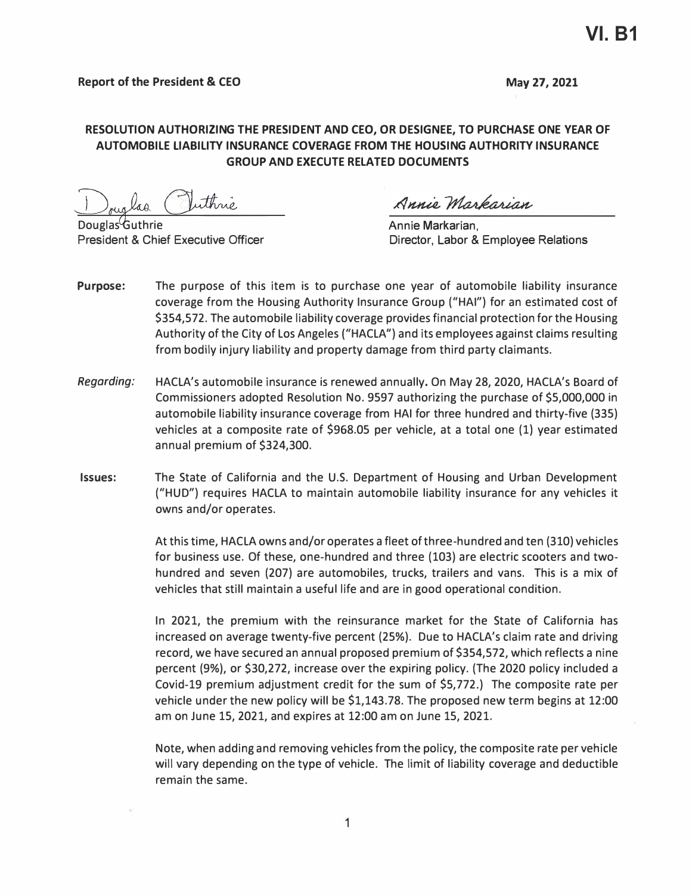# VI. B1

**Report of the President & CEO** **May 27, 2021**

**RESOLUTION AUTHORIZING THE PRESIDENT AND CEO, OR DESIGNEE, TO PURCHASE ONE YEAR OF AUTOMOBILE LIABILITY INSURANCE COVERAGE FROM THE HOUSING AUTHORITY INSURANCE GROUP AND EXECUTE RELATED DOCUMENTS**

Douglas Guthrie
President & Chief Executive Officer

Annie Markarian,
Director, Labor & Employee Relations

**Purpose:** The purpose of this item is to purchase one year of automobile liability insurance coverage from the Housing Authority Insurance Group ("HAI") for an estimated cost of $354,572. The automobile liability coverage provides financial protection for the Housing Authority of the City of Los Angeles ("HACLA") and its employees against claims resulting from bodily injury liability and property damage from third party claimants.

*Regarding:* HACLA's automobile insurance is renewed annually. On May 28, 2020, HACLA's Board of Commissioners adopted Resolution No. 9597 authorizing the purchase of $5,000,000 in automobile liability insurance coverage from HAI for three hundred and thirty-five (335) vehicles at a composite rate of $968.05 per vehicle, at a total one (1) year estimated annual premium of $324,300.

**Issues:** The State of California and the U.S. Department of Housing and Urban Development ("HUD") requires HACLA to maintain automobile liability insurance for any vehicles it owns and/or operates.

At this time, HACLA owns and/or operates a fleet of three-hundred and ten (310) vehicles for business use. Of these, one-hundred and three (103) are electric scooters and two-hundred and seven (207) are automobiles, trucks, trailers and vans. This is a mix of vehicles that still maintain a useful life and are in good operational condition.

In 2021, the premium with the reinsurance market for the State of California has increased on average twenty-five percent (25%). Due to HACLA's claim rate and driving record, we have secured an annual proposed premium of $354,572, which reflects a nine percent (9%), or $30,272, increase over the expiring policy. (The 2020 policy included a Covid-19 premium adjustment credit for the sum of $5,772.) The composite rate per vehicle under the new policy will be $1,143.78. The proposed new term begins at 12:00 am on June 15, 2021, and expires at 12:00 am on June 15, 2021.

Note, when adding and removing vehicles from the policy, the composite rate per vehicle will vary depending on the type of vehicle. The limit of liability coverage and deductible remain the same.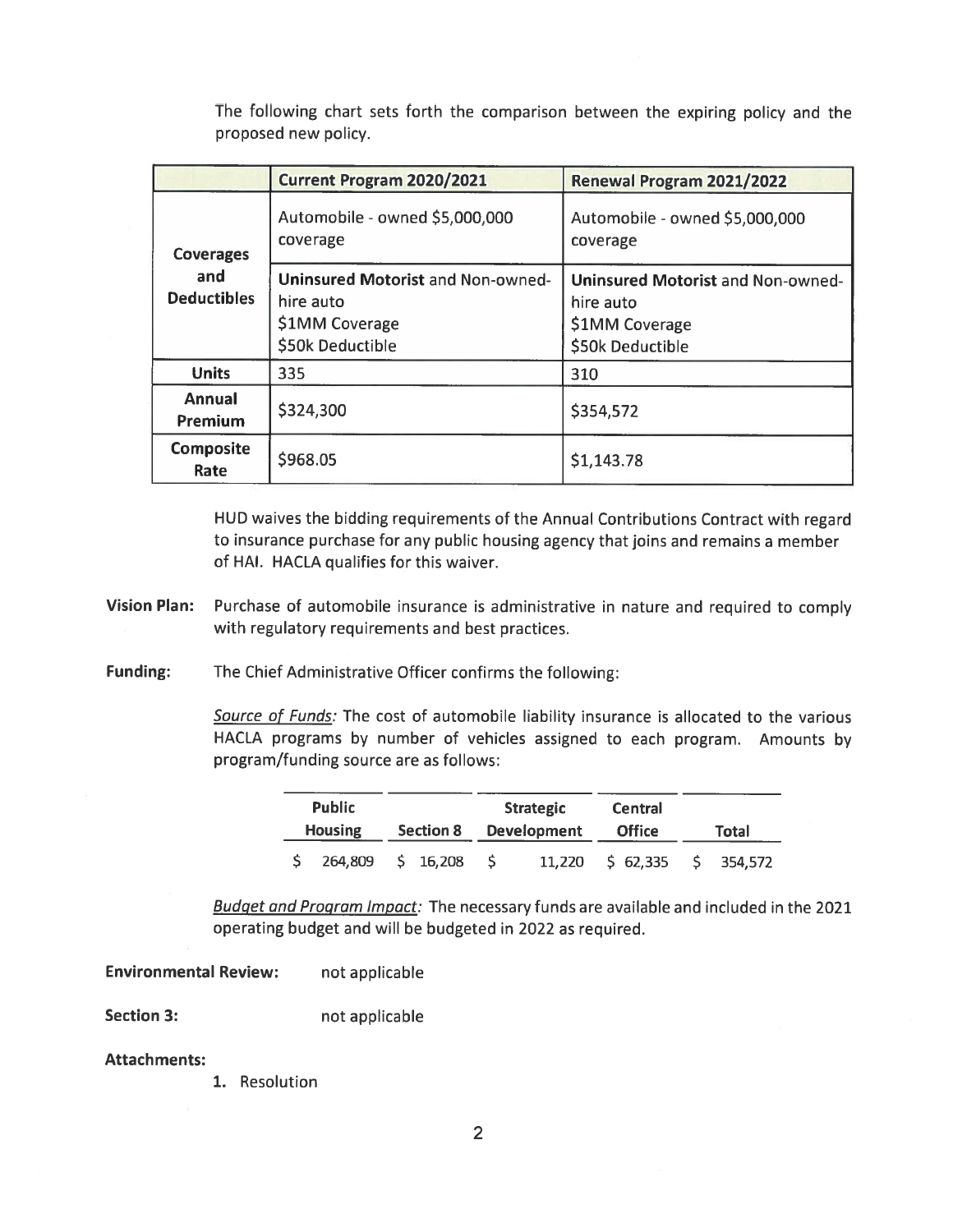The following chart sets forth the comparison between the expiring policy and the proposed new policy.

| | **Current Program 2020/2021** | **Renewal Program 2021/2022** |
|---|---|---|
| **Coverages and Deductibles** | Automobile - owned $5,000,000 coverage | Automobile - owned $5,000,000 coverage |
| | **Uninsured Motorist** and Non-owned-hire auto<br>$1MM Coverage<br>$50k Deductible | **Uninsured Motorist** and Non-owned-hire auto<br>$1MM Coverage<br>$50k Deductible |
| **Units** | 335 | 310 |
| **Annual Premium** | $324,300 | $354,572 |
| **Composite Rate** | $968.05 | $1,143.78 |

HUD waives the bidding requirements of the Annual Contributions Contract with regard to insurance purchase for any public housing agency that joins and remains a member of HAI. HACLA qualifies for this waiver.

**Vision Plan:** Purchase of automobile insurance is administrative in nature and required to comply with regulatory requirements and best practices.

**Funding:** The Chief Administrative Officer confirms the following:

*Source of Funds:* The cost of automobile liability insurance is allocated to the various HACLA programs by number of vehicles assigned to each program. Amounts by program/funding source are as follows:

| Public Housing | Section 8 | Strategic Development | Central Office | Total |
|---|---|---|---|---|
| $ 264,809 | $ 16,208 | $ 11,220 | $ 62,335 | $ 354,572 |

*Budget and Program Impact:* The necessary funds are available and included in the 2021 operating budget and will be budgeted in 2022 as required.

**Environmental Review:** not applicable

**Section 3:** not applicable

**Attachments:**

1. Resolution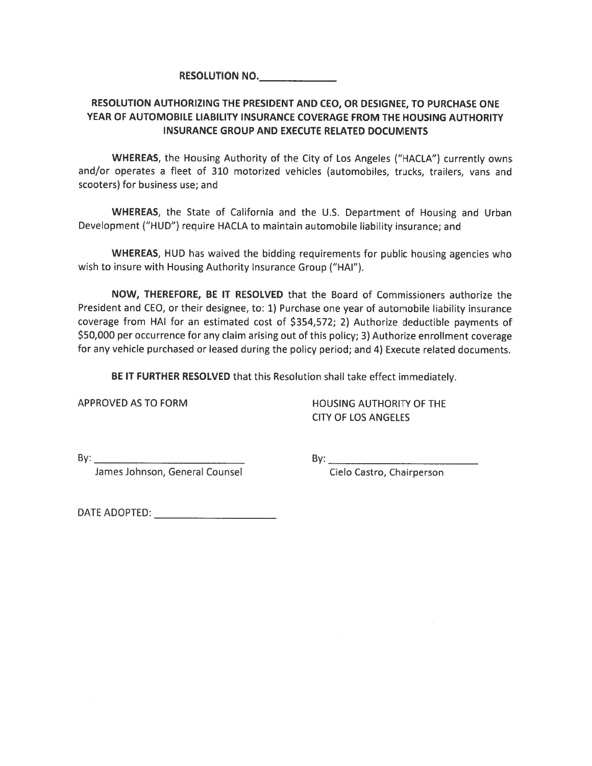**RESOLUTION NO.\_\_\_\_\_\_\_\_\_\_\_\_\_**

**RESOLUTION AUTHORIZING THE PRESIDENT AND CEO, OR DESIGNEE, TO PURCHASE ONE YEAR OF AUTOMOBILE LIABILITY INSURANCE COVERAGE FROM THE HOUSING AUTHORITY INSURANCE GROUP AND EXECUTE RELATED DOCUMENTS**

**WHEREAS**, the Housing Authority of the City of Los Angeles ("HACLA") currently owns and/or operates a fleet of 310 motorized vehicles (automobiles, trucks, trailers, vans and scooters) for business use; and

**WHEREAS**, the State of California and the U.S. Department of Housing and Urban Development ("HUD") require HACLA to maintain automobile liability insurance; and

**WHEREAS**, HUD has waived the bidding requirements for public housing agencies who wish to insure with Housing Authority Insurance Group ("HAI").

**NOW, THEREFORE, BE IT RESOLVED** that the Board of Commissioners authorize the President and CEO, or their designee, to: 1) Purchase one year of automobile liability insurance coverage from HAI for an estimated cost of $354,572; 2) Authorize deductible payments of $50,000 per occurrence for any claim arising out of this policy; 3) Authorize enrollment coverage for any vehicle purchased or leased during the policy period; and 4) Execute related documents.

**BE IT FURTHER RESOLVED** that this Resolution shall take effect immediately.

APPROVED AS TO FORM

By: \_\_\_\_\_\_\_\_\_\_\_\_\_\_\_\_\_\_\_\_\_\_\_\_\_\_\_\_
James Johnson, General Counsel

HOUSING AUTHORITY OF THE CITY OF LOS ANGELES

By: \_\_\_\_\_\_\_\_\_\_\_\_\_\_\_\_\_\_\_\_\_\_\_\_\_\_\_\_
Cielo Castro, Chairperson

DATE ADOPTED: \_\_\_\_\_\_\_\_\_\_\_\_\_\_\_\_\_\_\_\_\_\_